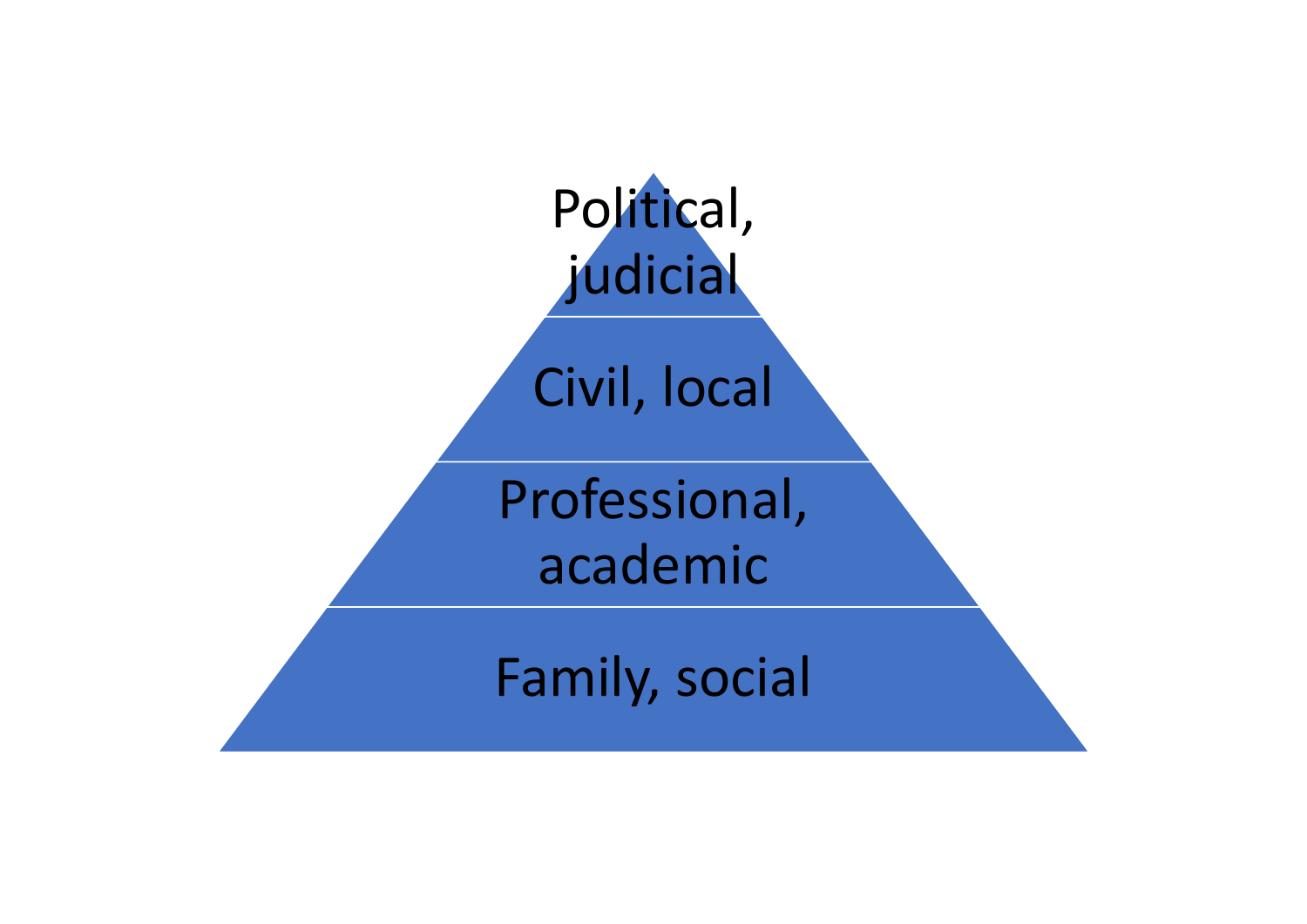Political, judicial

Civil, local

Professional, academic

Family, social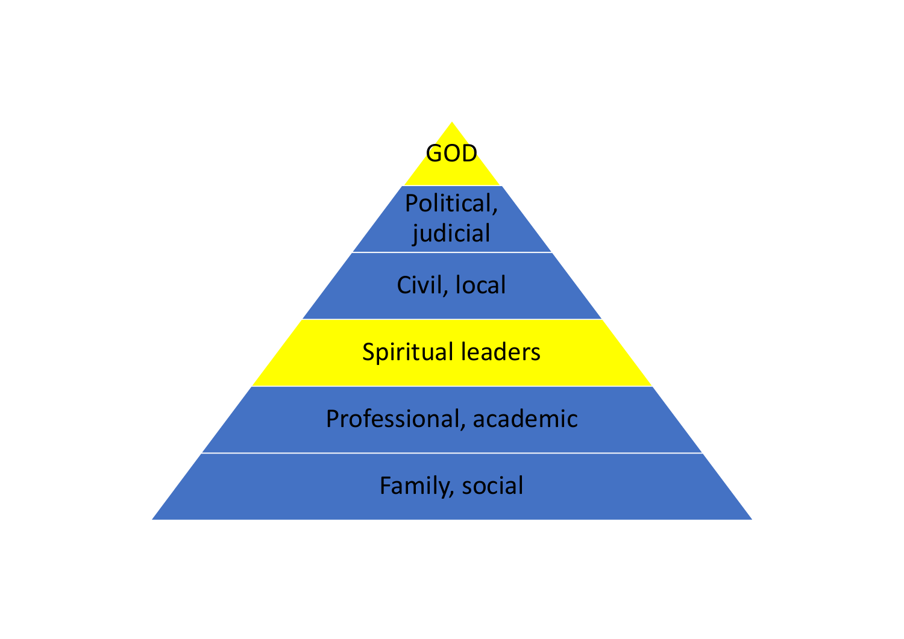GOD

Political, judicial

Civil, local

Spiritual leaders

Professional, academic

Family, social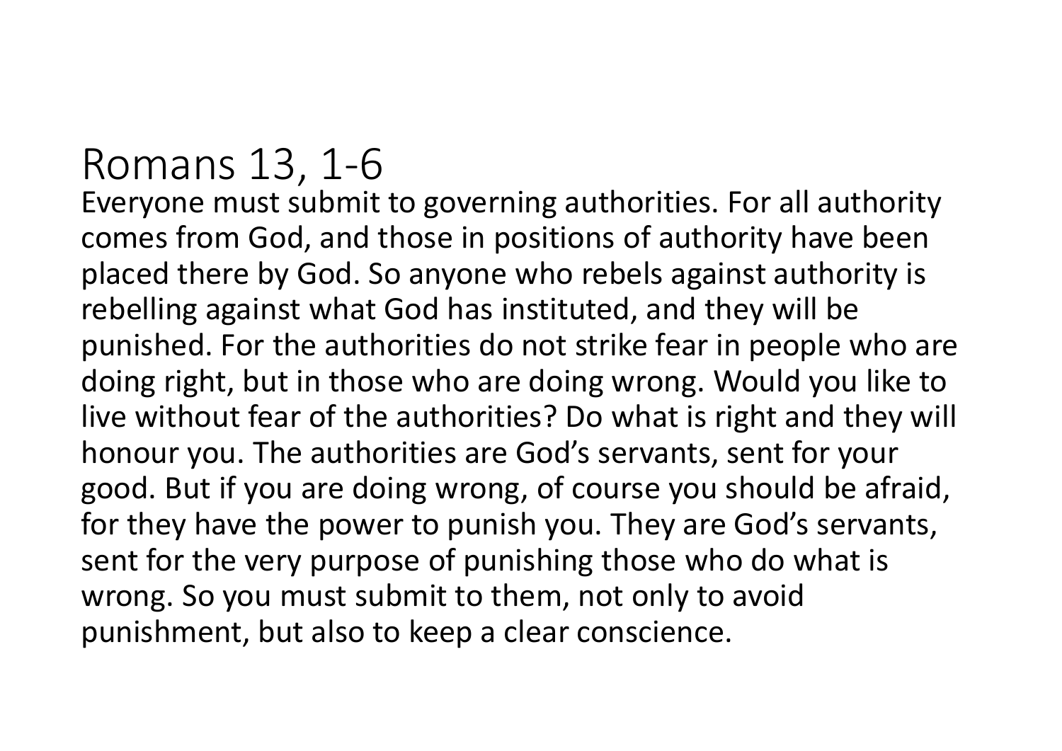# Romans 13, 1-6

Everyone must submit to governing authorities. For all authority comes from God, and those in positions of authority have been placed there by God. So anyone who rebels against authority is rebelling against what God has instituted, and they will be punished. For the authorities do not strike fear in people who are doing right, but in those who are doing wrong. Would you like to live without fear of the authorities? Do what is right and they will honour you. The authorities are God's servants, sent for your good. But if you are doing wrong, of course you should be afraid, for they have the power to punish you. They are God's servants, sent for the very purpose of punishing those who do what is wrong. So you must submit to them, not only to avoid punishment, but also to keep a clear conscience.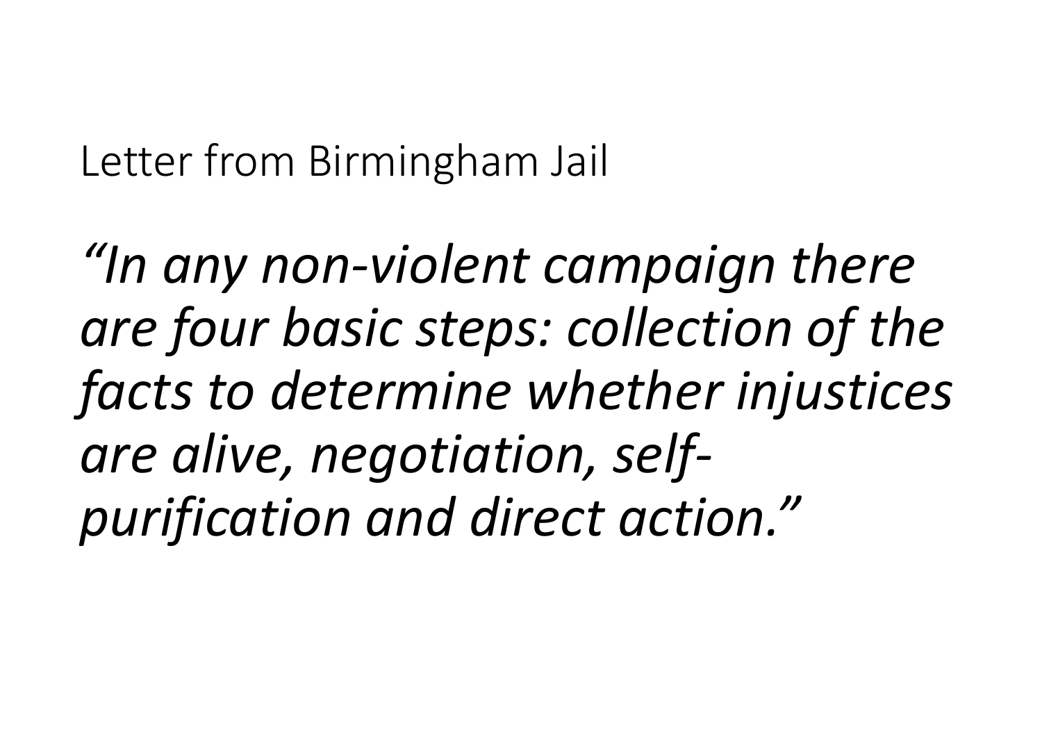# Letter from Birmingham Jail

*"In any non-violent campaign there are four basic steps: collection of the facts to determine whether injustices are alive, negotiation, self-purification and direct action."*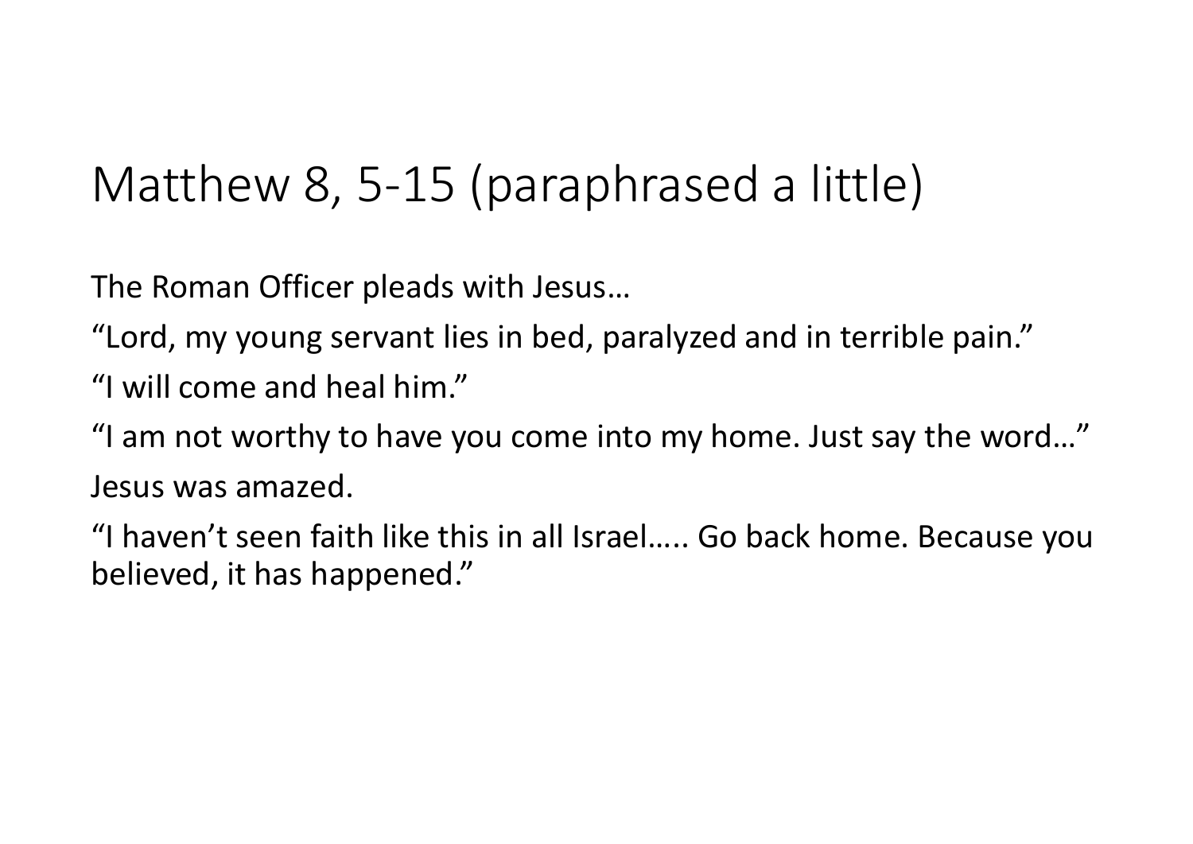# Matthew 8, 5-15 (paraphrased a little)

The Roman Officer pleads with Jesus…

“Lord, my young servant lies in bed, paralyzed and in terrible pain.”

“I will come and heal him.”

“I am not worthy to have you come into my home. Just say the word…”

Jesus was amazed.

“I haven’t seen faith like this in all Israel….. Go back home. Because you believed, it has happened.”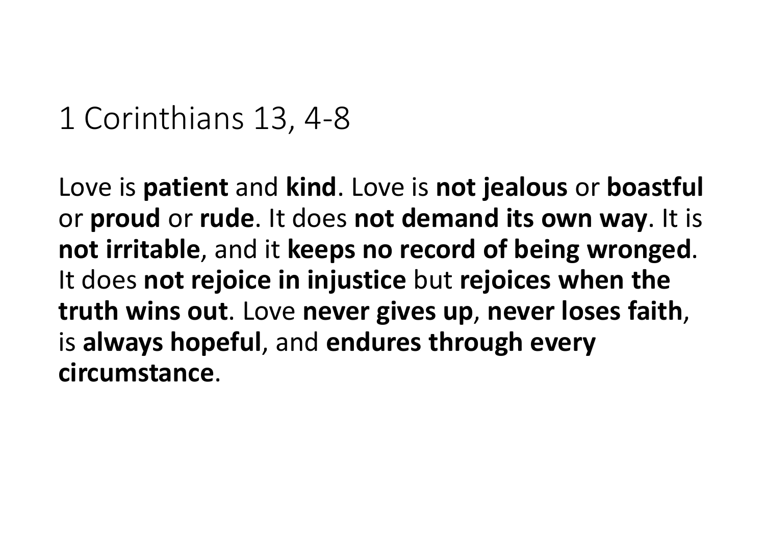# 1 Corinthians 13, 4-8

Love is **patient** and **kind**. Love is **not jealous** or **boastful** or **proud** or **rude**. It does **not demand its own way**. It is **not irritable**, and it **keeps no record of being wronged**. It does **not rejoice in injustice** but **rejoices when the truth wins out**. Love **never gives up**, **never loses faith**, is **always hopeful**, and **endures through every circumstance**.